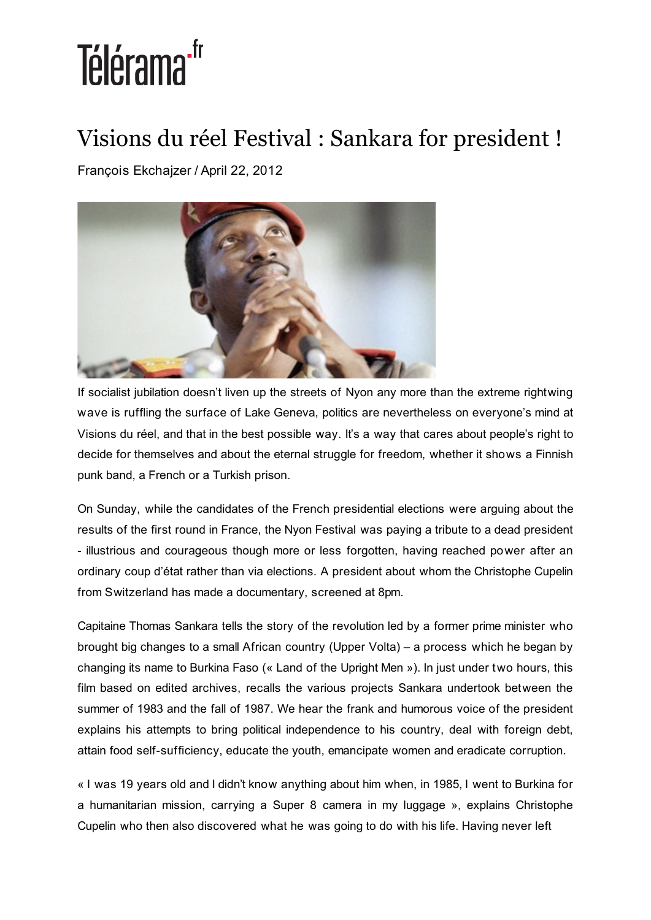# Télérama.fr

## Visions du réel Festival : Sankara for president !

François Ekchajzer / April 22, 2012

If socialist jubilation doesn't liven up the streets of Nyon any more than the extreme rightwing wave is ruffling the surface of Lake Geneva, politics are nevertheless on everyone's mind at Visions du réel, and that in the best possible way. It's a way that cares about people's right to decide for themselves and about the eternal struggle for freedom, whether it shows a Finnish punk band, a French or a Turkish prison.

On Sunday, while the candidates of the French presidential elections were arguing about the results of the first round in France, the Nyon Festival was paying a tribute to a dead president - illustrious and courageous though more or less forgotten, having reached power after an ordinary coup d'état rather than via elections. A president about whom the Christophe Cupelin from Switzerland has made a documentary, screened at 8pm.

Capitaine Thomas Sankara tells the story of the revolution led by a former prime minister who brought big changes to a small African country (Upper Volta) – a process which he began by changing its name to Burkina Faso (« Land of the Upright Men »). In just under two hours, this film based on edited archives, recalls the various projects Sankara undertook between the summer of 1983 and the fall of 1987. We hear the frank and humorous voice of the president explains his attempts to bring political independence to his country, deal with foreign debt, attain food self-sufficiency, educate the youth, emancipate women and eradicate corruption.

« I was 19 years old and I didn't know anything about him when, in 1985, I went to Burkina for a humanitarian mission, carrying a Super 8 camera in my luggage », explains Christophe Cupelin who then also discovered what he was going to do with his life. Having never left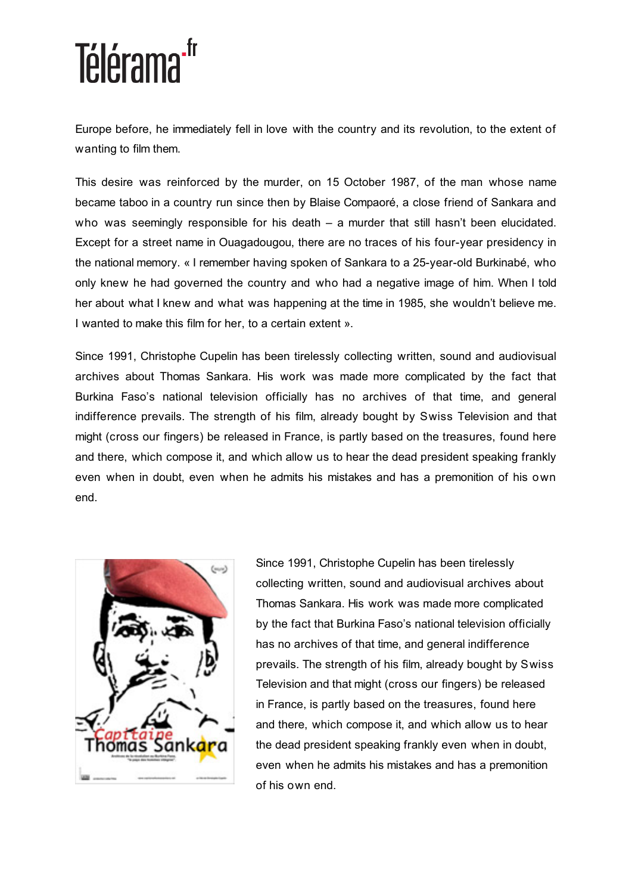Europe before, he immediately fell in love with the country and its revolution, to the extent of wanting to film them.

This desire was reinforced by the murder, on 15 October 1987, of the man whose name became taboo in a country run since then by Blaise Compaoré, a close friend of Sankara and who was seemingly responsible for his death – a murder that still hasn't been elucidated. Except for a street name in Ouagadougou, there are no traces of his four-year presidency in the national memory. « I remember having spoken of Sankara to a 25-year-old Burkinabé, who only knew he had governed the country and who had a negative image of him. When I told her about what I knew and what was happening at the time in 1985, she wouldn't believe me. I wanted to make this film for her, to a certain extent ».

Since 1991, Christophe Cupelin has been tirelessly collecting written, sound and audiovisual archives about Thomas Sankara. His work was made more complicated by the fact that Burkina Faso's national television officially has no archives of that time, and general indifference prevails. The strength of his film, already bought by Swiss Television and that might (cross our fingers) be released in France, is partly based on the treasures, found here and there, which compose it, and which allow us to hear the dead president speaking frankly even when in doubt, even when he admits his mistakes and has a premonition of his own end.

Since 1991, Christophe Cupelin has been tirelessly collecting written, sound and audiovisual archives about Thomas Sankara. His work was made more complicated by the fact that Burkina Faso's national television officially has no archives of that time, and general indifference prevails. The strength of his film, already bought by Swiss Television and that might (cross our fingers) be released in France, is partly based on the treasures, found here and there, which compose it, and which allow us to hear the dead president speaking frankly even when in doubt, even when he admits his mistakes and has a premonition of his own end.